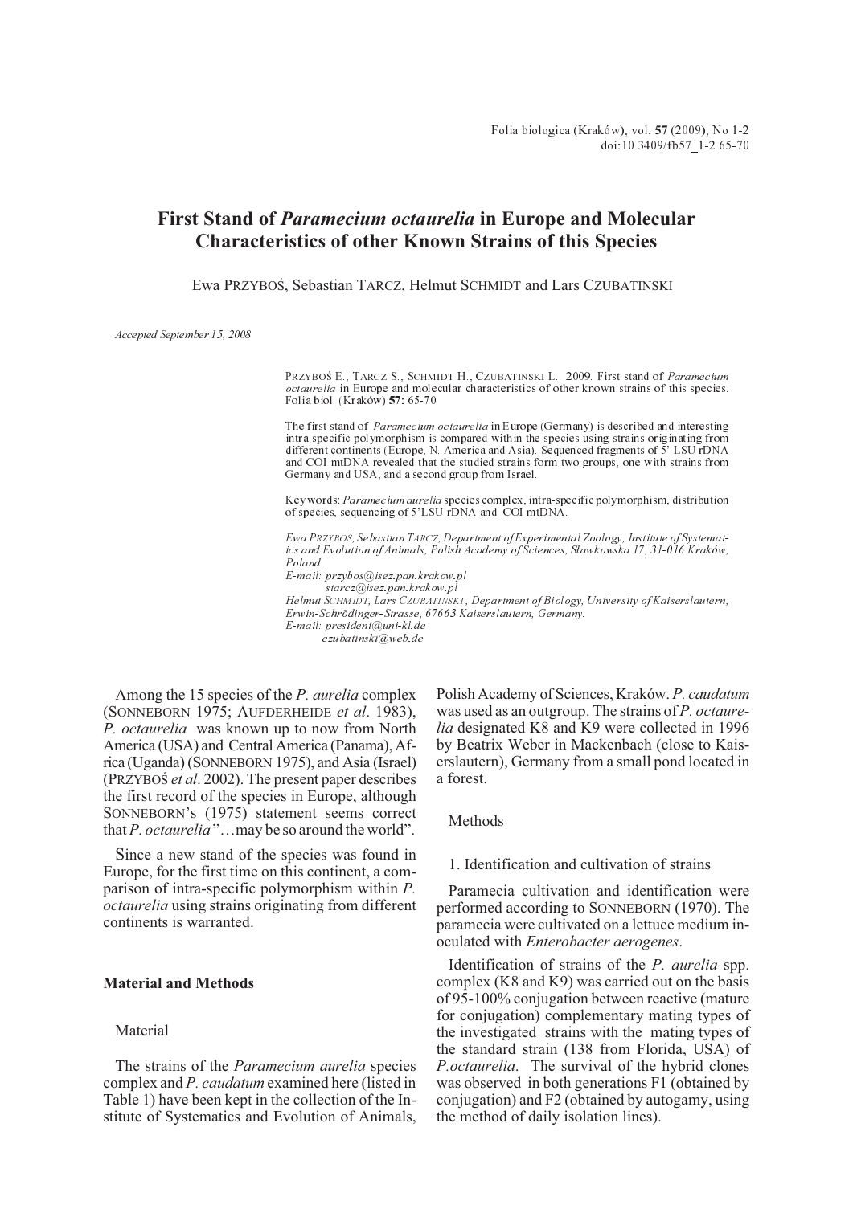# First Stand of *Paramecium octaurelia* in Europe and Molecular Characteristics of other Known Strains of this Species

Ewa PRZYBOŚ, Sebastian TARCZ, Helmut SCHMIDT and Lars CZUBATINSKI

*Accepted September 15, 2008*

PRZYBOŚ E., TARCZ S., SCHMIDT H., CZUBATINSKI L. 2009. First stand of *Paramecium octaurelia* in Europe and molecular characteristics of other known strains of this species. Folia biol. (Kraków) **57**: 65-70.

The first stand of *Paramecium octaurelia* in Europe (Germany) is described and interesting intra-specific polymorphism is compared within the species using strains originating from different continents (Europe, N. America and Asia). Sequenced fragments of 5' LSU rDNA and COI mtDNA revealed that the studied strains form two groups, one with strains from Germany and USA, and a second group from Israel.

Key words: *Paramecium aurelia* species complex, intra-specific polymorphism, distribution of species, sequencing of 5'LSU rDNA and COI mtDNA.

*Ewa PRZYBOŚ, Sebastian TARCZ, Department of Experimental Zoology, Institute of Systematics and Evolution of Animals, Polish Academy of Sciences, Sławkowska 17, 31-016 Kraków, Poland.*
*E-mail: przybos@isez.pan.krakow.pl*
*starcz@isez.pan.krakow.pl*
*Helmut SCHMIDT, Lars CZUBATINSKI, Department of Biology, University of Kaiserslautern, Erwin-Schrödinger-Strasse, 67663 Kaiserslautern, Germany.*
*E-mail: president@uni-kl.de*
*czubatinski@web.de*

Among the 15 species of the *P. aurelia* complex (SONNEBORN 1975; AUFDERHEIDE *et al*. 1983), *P. octaurelia* was known up to now from North America (USA) and Central America (Panama), Africa (Uganda) (SONNEBORN 1975), and Asia (Israel) (PRZYBOŚ *et al*. 2002). The present paper describes the first record of the species in Europe, although SONNEBORN's (1975) statement seems correct that *P. octaurelia* "…may be so around the world".

Since a new stand of the species was found in Europe, for the first time on this continent, a comparison of intra-specific polymorphism within *P. octaurelia* using strains originating from different continents is warranted.

## Material and Methods

### Material

The strains of the *Paramecium aurelia* species complex and *P. caudatum* examined here (listed in Table 1) have been kept in the collection of the Institute of Systematics and Evolution of Animals, Polish Academy of Sciences, Kraków. *P. caudatum* was used as an outgroup. The strains of *P. octaurelia* designated K8 and K9 were collected in 1996 by Beatrix Weber in Mackenbach (close to Kaiserslautern), Germany from a small pond located in a forest.

### Methods

1. Identification and cultivation of strains

Paramecia cultivation and identification were performed according to SONNEBORN (1970). The paramecia were cultivated on a lettuce medium inoculated with *Enterobacter aerogenes*.

Identification of strains of the *P. aurelia* spp. complex (K8 and K9) was carried out on the basis of 95-100% conjugation between reactive (mature for conjugation) complementary mating types of the investigated strains with the mating types of the standard strain (138 from Florida, USA) of *P.octaurelia*. The survival of the hybrid clones was observed in both generations F1 (obtained by conjugation) and F2 (obtained by autogamy, using the method of daily isolation lines).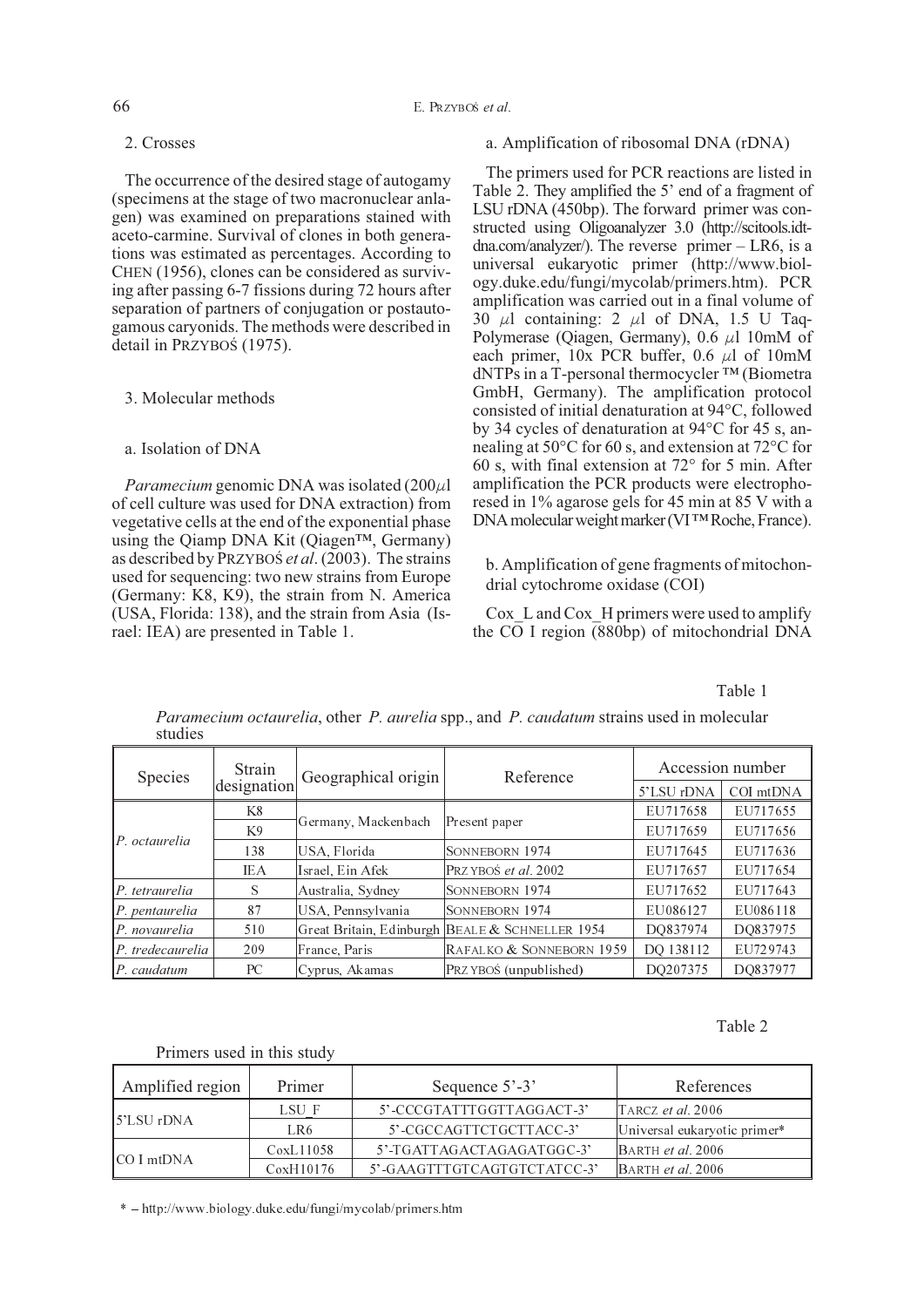## 2. Crosses

The occurrence of the desired stage of autogamy (specimens at the stage of two macronuclear anlagen) was examined on preparations stained with aceto-carmine. Survival of clones in both generations was estimated as percentages. According to CHEN (1956), clones can be considered as surviving after passing 6-7 fissions during 72 hours after separation of partners of conjugation or postautogamous caryonids. The methods were described in detail in PRZYBOŚ (1975).

## 3. Molecular methods

### a. Isolation of DNA

*Paramecium* genomic DNA was isolated (200μl of cell culture was used for DNA extraction) from vegetative cells at the end of the exponential phase using the Qiamp DNA Kit (Qiagen™, Germany) as described by PRZYBOŚ *et al*. (2003). The strains used for sequencing: two new strains from Europe (Germany: K8, K9), the strain from N. America (USA, Florida: 138), and the strain from Asia (Israel: IEA) are presented in Table 1.

### a. Amplification of ribosomal DNA (rDNA)

The primers used for PCR reactions are listed in Table 2. They amplified the 5' end of a fragment of LSU rDNA (450bp). The forward primer was constructed using Oligoanalyzer 3.0 (http://scitools.idtdna.com/analyzer/). The reverse primer – LR6, is a universal eukaryotic primer (http://www.biology.duke.edu/fungi/mycolab/primers.htm). PCR amplification was carried out in a final volume of 30 μl containing: 2 μl of DNA, 1.5 U Taq-Polymerase (Qiagen, Germany), 0.6 μl 10mM of each primer, 10x PCR buffer, 0.6 μl of 10mM dNTPs in a T-personal thermocycler ™ (Biometra GmbH, Germany). The amplification protocol consisted of initial denaturation at 94°C, followed by 34 cycles of denaturation at 94°C for 45 s, annealing at 50°C for 60 s, and extension at 72°C for 60 s, with final extension at 72° for 5 min. After amplification the PCR products were electrophoresed in 1% agarose gels for 45 min at 85 V with a DNA molecular weight marker (VI ™ Roche, France).

### b. Amplification of gene fragments of mitochondrial cytochrome oxidase (COI)

Cox_L and Cox_H primers were used to amplify the CO I region (880bp) of mitochondrial DNA

Table 1

*Paramecium octaurelia*, other *P. aurelia* spp., and *P. caudatum* strains used in molecular studies

| Species | Strain designation | Geographical origin | Reference | Accession number | |
|---|---|---|---|---|---|
| | | | | 5'LSU rDNA | COI mtDNA |
| *P. octaurelia* | K8 | Germany, Mackenbach | Present paper | EU717658 | EU717655 |
| | K9 | | | EU717659 | EU717656 |
| | 138 | USA, Florida | SONNEBORN 1974 | EU717645 | EU717636 |
| | IEA | Israel, Ein Afek | PRZYBOŚ *et al*. 2002 | EU717657 | EU717654 |
| *P. tetraurelia* | S | Australia, Sydney | SONNEBORN 1974 | EU717652 | EU717643 |
| *P. pentaurelia* | 87 | USA, Pennsylvania | SONNEBORN 1974 | EU086127 | EU086118 |
| *P. novaurelia* | 510 | Great Britain, Edinburgh | BEALE & SCHNELLER 1954 | DQ837974 | DQ837975 |
| *P. tredecaurelia* | 209 | France, Paris | RAFALKO & SONNEBORN 1959 | DQ 138112 | EU729743 |
| *P. caudatum* | PC | Cyprus, Akamas | PRZYBOŚ (unpublished) | DQ207375 | DQ837977 |

Table 2

Primers used in this study

| Amplified region | Primer | Sequence 5'-3' | References |
|---|---|---|---|
| 5'LSU rDNA | LSU_F | 5'-CCCGTATTTGGTTAGGACT-3' | TARCZ *et al*. 2006 |
| | LR6 | 5'-CGCCAGTTCTGCTTACC-3' | Universal eukaryotic primer* |
| CO I mtDNA | CoxL11058 | 5'-TGATTAGACTAGAGATGGC-3' | BARTH *et al*. 2006 |
| | CoxH10176 | 5'-GAAGTTTGTCAGTGTCTATCC-3' | BARTH *et al*. 2006 |

\* – http://www.biology.duke.edu/fungi/mycolab/primers.htm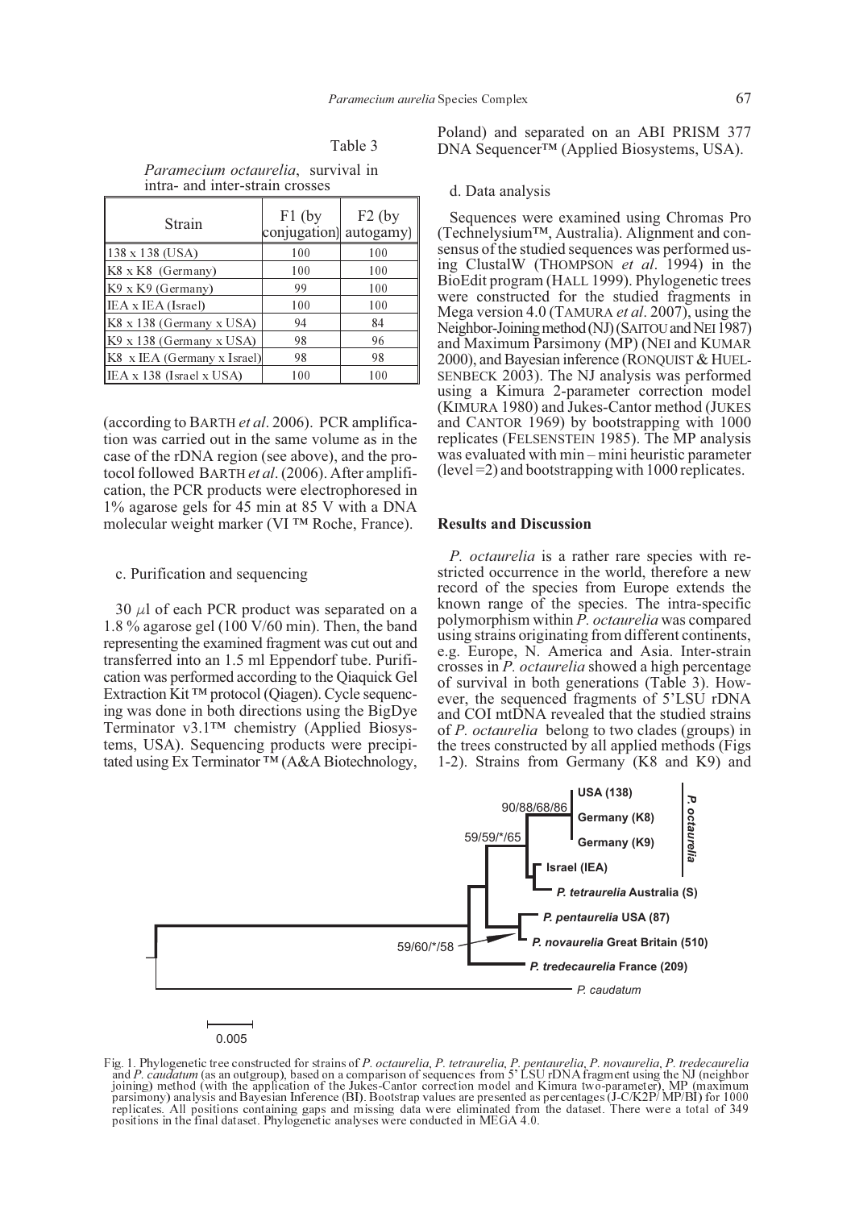Table 3

*Paramecium octaurelia*, survival in intra- and inter-strain crosses

| Strain | F1 (by conjugation) | F2 (by autogamy) |
|---|---|---|
| 138 x 138 (USA) | 100 | 100 |
| K8 x K8 (Germany) | 100 | 100 |
| K9 x K9 (Germany) | 99 | 100 |
| IEA x IEA (Israel) | 100 | 100 |
| K8 x 138 (Germany x USA) | 94 | 84 |
| K9 x 138 (Germany x USA) | 98 | 96 |
| K8 x IEA (Germany x Israel) | 98 | 98 |
| IEA x 138 (Israel x USA) | 100 | 100 |

(according to BARTH *et al*. 2006). PCR amplification was carried out in the same volume as in the case of the rDNA region (see above), and the protocol followed BARTH *et al*. (2006). After amplification, the PCR products were electrophoresed in 1% agarose gels for 45 min at 85 V with a DNA molecular weight marker (VI ™ Roche, France).

c. Purification and sequencing

30 $\mu$l of each PCR product was separated on a 1.8 % agarose gel (100 V/60 min). Then, the band representing the examined fragment was cut out and transferred into an 1.5 ml Eppendorf tube. Purification was performed according to the Qiaquick Gel Extraction Kit ™ protocol (Qiagen). Cycle sequencing was done in both directions using the BigDye Terminator v3.1™ chemistry (Applied Biosystems, USA). Sequencing products were precipitated using Ex Terminator ™ (A&A Biotechnology, Poland) and separated on an ABI PRISM 377 DNA Sequencer™ (Applied Biosystems, USA).

d. Data analysis

Sequences were examined using Chromas Pro (Technelysium™, Australia). Alignment and consensus of the studied sequences was performed using ClustalW (THOMPSON *et al*. 1994) in the BioEdit program (HALL 1999). Phylogenetic trees were constructed for the studied fragments in Mega version 4.0 (TAMURA *et al*. 2007), using the Neighbor-Joining method (NJ) (SAITOU and NEI 1987) and Maximum Parsimony (MP) (NEI and KUMAR 2000), and Bayesian inference (RONQUIST & HUELSENBECK 2003). The NJ analysis was performed using a Kimura 2-parameter correction model (KIMURA 1980) and Jukes-Cantor method (JUKES and CANTOR 1969) by bootstrapping with 1000 replicates (FELSENSTEIN 1985). The MP analysis was evaluated with min – mini heuristic parameter (level =2) and bootstrapping with 1000 replicates.

## Results and Discussion

*P. octaurelia* is a rather rare species with restricted occurrence in the world, therefore a new record of the species from Europe extends the known range of the species. The intra-specific polymorphism within *P. octaurelia* was compared using strains originating from different continents, e.g. Europe, N. America and Asia. Inter-strain crosses in *P. octaurelia* showed a high percentage of survival in both generations (Table 3). However, the sequenced fragments of 5'LSU rDNA and COI mtDNA revealed that the studied strains of *P. octaurelia* belong to two clades (groups) in the trees constructed by all applied methods (Figs 1-2). Strains from Germany (K8 and K9) and

Fig. 1. Phylogenetic tree constructed for strains of *P. octaurelia*, *P. tetraurelia*, *P. pentaurelia*, *P. novaurelia*, *P. tredecaurelia* and *P. caudatum* (as an outgroup), based on a comparison of sequences from 5' LSU rDNA fragment using the NJ (neighbor joining) method (with the application of the Jukes-Cantor correction model and Kimura two-parameter), MP (maximum parsimony) analysis and Bayesian Inference (BI). Bootstrap values are presented as percentages (J-C/K2P/ MP/BI) for 1000 replicates. All positions containing gaps and missing data were eliminated from the dataset. There were a total of 349 positions in the final dataset. Phylogenetic analyses were conducted in MEGA 4.0.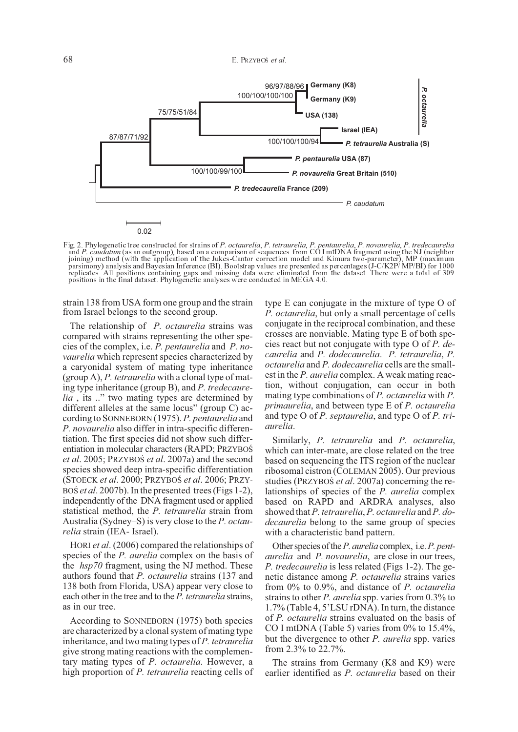Fig. 2. Phylogenetic tree constructed for strains of *P. octaurelia*, *P. tetraurelia*, *P. pentaurelia*, *P. novaurelia*, *P. tredecaurelia* and *P. caudatum* (as an outgroup), based on a comparison of sequences from CO I mtDNA fragment using the NJ (neighbor joining) method (with the application of the Jukes-Cantor correction model and Kimura two-parameter), MP (maximum parsimony) analysis and Bayesian Inference (BI). Bootstrap values are presented as percentages (J-C/K2P/ MP/BI) for 1000 replicates. All positions containing gaps and missing data were eliminated from the dataset. There were a total of 309 positions in the final dataset. Phylogenetic analyses were conducted in MEGA 4.0.

strain 138 from USA form one group and the strain from Israel belongs to the second group.

The relationship of *P. octaurelia* strains was compared with strains representing the other species of the complex, i.e. *P. pentaurelia* and *P. novaurelia* which represent species characterized by a caryonidal system of mating type inheritance (group A), *P. tetraurelia* with a clonal type of mating type inheritance (group B), and *P. tredecaurelia* , its .." two mating types are determined by different alleles at the same locus" (group C) according to SONNEBORN (1975). *P. pentaurelia* and *P. novaurelia* also differ in intra-specific differentiation. The first species did not show such differentiation in molecular characters (RAPD; PRZYBOŚ *et al*. 2005; PRZYBOŚ *et al*. 2007a) and the second species showed deep intra-specific differentiation (STOECK *et al*. 2000; PRZYBOŚ *et al*. 2006; PRZYBOŚ *et al*. 2007b). In the presented trees (Figs 1-2), independently of the DNA fragment used or applied statistical method, the *P. tetraurelia* strain from Australia (Sydney–S) is very close to the *P. octaurelia* strain (IEA- Israel).

HORI *et al*. (2006) compared the relationships of species of the *P. aurelia* complex on the basis of the *hsp70* fragment, using the NJ method. These authors found that *P. octaurelia* strains (137 and 138 both from Florida, USA) appear very close to each other in the tree and to the *P. tetraurelia* strains, as in our tree.

According to SONNEBORN (1975) both species are characterized by a clonal system of mating type inheritance, and two mating types of *P. tetraurelia* give strong mating reactions with the complementary mating types of *P. octaurelia*. However, a high proportion of *P. tetraurelia* reacting cells of type E can conjugate in the mixture of type O of *P. octaurelia*, but only a small percentage of cells conjugate in the reciprocal combination, and these crosses are nonviable. Mating type E of both species react but not conjugate with type O of *P. decaurelia* and *P. dodecaurelia*. *P. tetraurelia*, *P. octaurelia* and *P. dodecaurelia* cells are the smallest in the *P. aurelia* complex. A weak mating reaction, without conjugation, can occur in both mating type combinations of *P. octaurelia* with *P. primaurelia*, and between type E of *P. octaurelia* and type O of *P. septaurelia*, and type O of *P. triaurelia*.

Similarly, *P. tetraurelia* and *P. octaurelia*, which can inter-mate, are close related on the tree based on sequencing the ITS region of the nuclear ribosomal cistron (COLEMAN 2005). Our previous studies (PRZYBOŚ *et al*. 2007a) concerning the relationships of species of the *P. aurelia* complex based on RAPD and ARDRA analyses, also showed that *P. tetraurelia*, *P. octaurelia* and *P. dodecaurelia* belong to the same group of species with a characteristic band pattern.

Other species of the *P. aurelia* complex, i.e. *P. pentaurelia* and *P. novaurelia*, are close in our trees, *P. tredecaurelia* is less related (Figs 1-2). The genetic distance among *P. octaurelia* strains varies from 0% to 0.9%, and distance of *P. octaurelia* strains to other *P. aurelia* spp. varies from 0.3% to 1.7% (Table 4, 5'LSU rDNA). In turn, the distance of *P. octaurelia* strains evaluated on the basis of CO I mtDNA (Table 5) varies from 0% to 15.4%, but the divergence to other *P. aurelia* spp. varies from 2.3% to 22.7%.

The strains from Germany (K8 and K9) were earlier identified as *P. octaurelia* based on their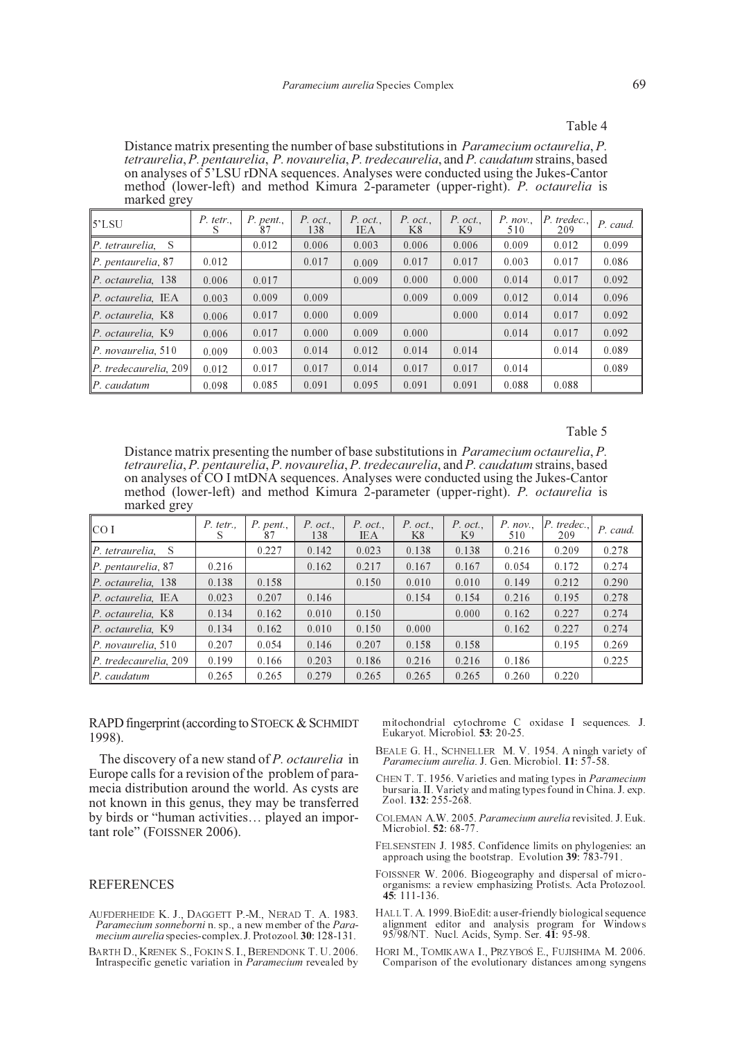Table 4

Distance matrix presenting the number of base substitutions in *Paramecium octaurelia*, *P. tetraurelia*, *P. pentaurelia*, *P. novaurelia*, *P. tredecaurelia*, and *P. caudatum* strains, based on analyses of 5'LSU rDNA sequences. Analyses were conducted using the Jukes-Cantor method (lower-left) and method Kimura 2-parameter (upper-right). *P. octaurelia* is marked grey

| 5'LSU | *P. tetr.*, S | *P. pent.*, 87 | *P. oct.*, 138 | *P. oct.*, IEA | *P. oct.*, K8 | *P. oct.*, K9 | *P. nov.*, 510 | *P. tredec.*, 209 | *P. caud.* |
|---|---|---|---|---|---|---|---|---|---|
| *P. tetraurelia*, S | | 0.012 | 0.006 | 0.003 | 0.006 | 0.006 | 0.009 | 0.012 | 0.099 |
| *P. pentaurelia*, 87 | 0.012 | | 0.017 | 0.009 | 0.017 | 0.017 | 0.003 | 0.017 | 0.086 |
| *P. octaurelia*, 138 | 0.006 | 0.017 | | 0.009 | 0.000 | 0.000 | 0.014 | 0.017 | 0.092 |
| *P. octaurelia*, IEA | 0.003 | 0.009 | 0.009 | | 0.009 | 0.009 | 0.012 | 0.014 | 0.096 |
| *P. octaurelia*, K8 | 0.006 | 0.017 | 0.000 | 0.009 | | 0.000 | 0.014 | 0.017 | 0.092 |
| *P. octaurelia*, K9 | 0.006 | 0.017 | 0.000 | 0.009 | 0.000 | | 0.014 | 0.017 | 0.092 |
| *P. novaurelia*, 510 | 0.009 | 0.003 | 0.014 | 0.012 | 0.014 | 0.014 | | 0.014 | 0.089 |
| *P. tredecaurelia*, 209 | 0.012 | 0.017 | 0.017 | 0.014 | 0.017 | 0.017 | 0.014 | | 0.089 |
| *P. caudatum* | 0.098 | 0.085 | 0.091 | 0.095 | 0.091 | 0.091 | 0.088 | 0.088 | |

Table 5

Distance matrix presenting the number of base substitutions in *Paramecium octaurelia*, *P. tetraurelia*, *P. pentaurelia*, *P. novaurelia*, *P. tredecaurelia*, and *P. caudatum* strains, based on analyses of CO I mtDNA sequences. Analyses were conducted using the Jukes-Cantor method (lower-left) and method Kimura 2-parameter (upper-right). *P. octaurelia* is marked grey

| CO I | *P. tetr.*, S | *P. pent.*, 87 | *P. oct.*, 138 | *P. oct.*, IEA | *P. oct.*, K8 | *P. oct.*, K9 | *P. nov.*, 510 | *P. tredec.*, 209 | *P. caud.* |
|---|---|---|---|---|---|---|---|---|---|
| *P. tetraurelia*, S | | 0.227 | 0.142 | 0.023 | 0.138 | 0.138 | 0.216 | 0.209 | 0.278 |
| *P. pentaurelia*, 87 | 0.216 | | 0.162 | 0.217 | 0.167 | 0.167 | 0.054 | 0.172 | 0.274 |
| *P. octaurelia*, 138 | 0.138 | 0.158 | | 0.150 | 0.010 | 0.010 | 0.149 | 0.212 | 0.290 |
| *P. octaurelia*, IEA | 0.023 | 0.207 | 0.146 | | 0.154 | 0.154 | 0.216 | 0.195 | 0.278 |
| *P. octaurelia*, K8 | 0.134 | 0.162 | 0.010 | 0.150 | | 0.000 | 0.162 | 0.227 | 0.274 |
| *P. octaurelia*, K9 | 0.134 | 0.162 | 0.010 | 0.150 | 0.000 | | 0.162 | 0.227 | 0.274 |
| *P. novaurelia*, 510 | 0.207 | 0.054 | 0.146 | 0.207 | 0.158 | 0.158 | | 0.195 | 0.269 |
| *P. tredecaurelia*, 209 | 0.199 | 0.166 | 0.203 | 0.186 | 0.216 | 0.216 | 0.186 | | 0.225 |
| *P. caudatum* | 0.265 | 0.265 | 0.279 | 0.265 | 0.265 | 0.265 | 0.260 | 0.220 | |

RAPD fingerprint (according to STOECK & SCHMIDT 1998).

The discovery of a new stand of *P. octaurelia* in Europe calls for a revision of the problem of paramecia distribution around the world. As cysts are not known in this genus, they may be transferred by birds or "human activities… played an important role" (FOISSNER 2006).

## REFERENCES

AUFDERHEIDE K. J., DAGGETT P.-M., NERAD T. A. 1983. *Paramecium sonneborni* n. sp., a new member of the *Paramecium aurelia* species-complex. J. Protozool. **30**: 128-131.

BARTH D., KRENEK S., FOKIN S. I., BERENDONK T. U. 2006. Intraspecific genetic variation in *Paramecium* revealed by mitochondrial cytochrome C oxidase I sequences. J. Eukaryot. Microbiol. **53**: 20-25.

BEALE G. H., SCHNELLER M. V. 1954. A ningh variety of *Paramecium aurelia*. J. Gen. Microbiol. **11**: 57-58.

CHEN T. T. 1956. Varieties and mating types in *Paramecium bursaria*. II. Variety and mating types found in China. J. exp. Zool. **132**: 255-268.

COLEMAN A.W. 2005. *Paramecium aurelia* revisited. J. Euk. Microbiol. **52**: 68-77.

FELSENSTEIN J. 1985. Confidence limits on phylogenies: an approach using the bootstrap. Evolution **39**: 783-791.

FOISSNER W. 2006. Biogeography and dispersal of microorganisms: a review emphasizing Protists. Acta Protozool. **45**: 111-136.

HALL T. A. 1999. BioEdit: a user-friendly biological sequence alignment editor and analysis program for Windows 95/98/NT. Nucl. Acids, Symp. Ser. **41**: 95-98.

HORI M., TOMIKAWA I., PRZYBOŚ E., FUJISHIMA M. 2006. Comparison of the evolutionary distances among syngens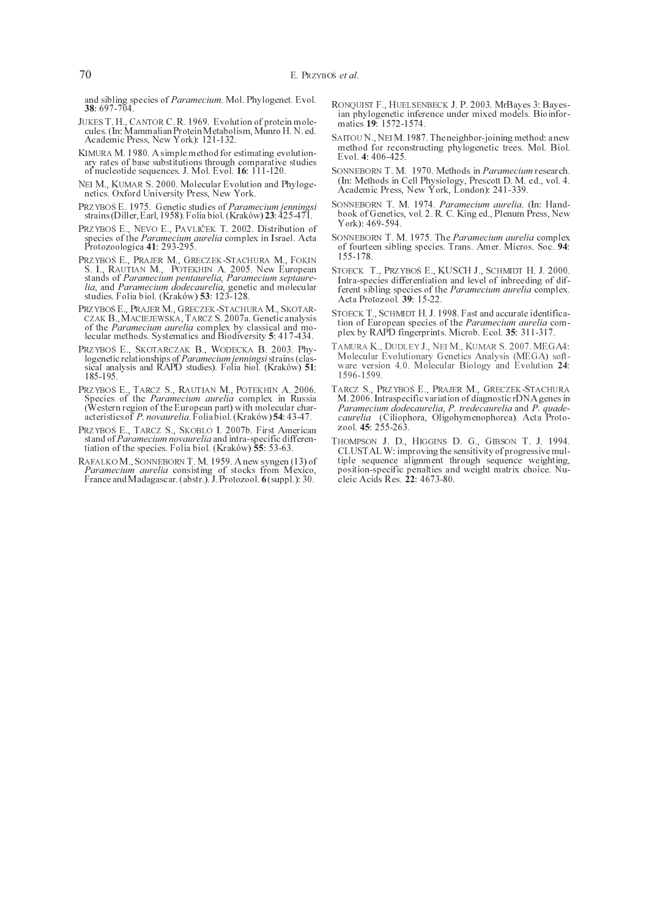and sibling species of *Paramecium*. Mol. Phylogenet. Evol. **38**: 697-704.

JUKES T. H., CANTOR C. R. 1969. Evolution of protein molecules. (In: Mammalian Protein Metabolism, Munro H. N. ed. Academic Press, New York): 121-132.

KIMURA M. 1980. A simple method for estimating evolutionary rates of base substitutions through comparative studies of nucleotide sequences. J. Mol. Evol. **16**: 111-120.

NEI M., KUMAR S. 2000. Molecular Evolution and Phylogenetics. Oxford University Press, New York.

PRZYBOŚ E. 1975. Genetic studies of *Paramecium jenningsi* strains (Diller, Earl, 1958). Folia biol. (Kraków) **23**: 425-471.

PRZYBOŚ E., NEVO E., PAVLIČEK T. 2002. Distribution of species of the *Paramecium aurelia* complex in Israel. Acta Protozoologica **41**: 293-295.

PRZYBOŚ E., PRAJER M., GRECZEK-STACHURA M., FOKIN S. I., RAUTIAN M., POTEKHIN A. 2005. New European stands of *Paramecium pentaurelia*, *Paramecium septaurelia*, and *Paramecium dodecaurelia*, genetic and molecular studies. Folia biol. (Kraków) **53**: 123-128.

PRZYBOŚ E., PRAJER M., GRECZEK-STACHURA M., SKOTARCZAK B., MACIEJEWSKA, TARCZ S. 2007a. Genetic analysis of the *Paramecium aurelia* complex by classical and molecular methods. Systematics and Biodiversity **5**: 417-434.

PRZYBOŚ E., SKOTARCZAK B., WODECKA B. 2003. Phylogenetic relationships of *Paramecium jenningsi* strains (classical analysis and RAPD studies). Folia biol. (Kraków) **51**: 185-195.

PRZYBOŚ E., TARCZ S., RAUTIAN M., POTEKHIN A. 2006. Species of the *Paramecium aurelia* complex in Russia (Western region of the European part) with molecular characteristics of *P. novaurelia*. Folia biol. (Kraków) **54**: 43-47.

PRZYBOŚ E., TARCZ S., SKOBLO I. 2007b. First American stand of *Paramecium novaurelia* and intra-specific differentiation of the species. Folia biol. (Kraków) **55**: 53-63.

RAFALKO M., SONNEBORN T. M. 1959. A new syngen (13) of *Paramecium aurelia* consisting of stocks from Mexico, France and Madagascar. (abstr.). J. Protozool. **6** (suppl.): 30.

RONQUIST F., HUELSENBECK J. P. 2003. MrBayes 3: Bayesian phylogenetic inference under mixed models. Bioinformatics **19**: 1572-1574.

SAITOU N., NEI M. 1987. The neighbor-joining method: a new method for reconstructing phylogenetic trees. Mol. Biol. Evol. **4**: 406-425.

SONNEBORN T. M. 1970. Methods in *Paramecium* research. (In: Methods in Cell Physiology, Prescott D. M. ed., vol. 4. Academic Press, New York, London): 241-339.

SONNEBORN T. M. 1974. *Paramecium aurelia*. (In: Handbook of Genetics, vol. 2. R. C. King ed., Plenum Press, New York): 469-594.

SONNEBORN T. M. 1975. The *Paramecium aurelia* complex of fourteen sibling species. Trans. Amer. Micros. Soc. **94**: 155-178.

STOECK T., PRZYBOŚ E., KUSCH J., SCHMIDT H. J. 2000. Intra-species differentiation and level of inbreeding of different sibling species of the *Paramecium aurelia* complex. Acta Protozool. **39**: 15-22.

STOECK T., SCHMIDT H. J. 1998. Fast and accurate identification of European species of the *Paramecium aurelia* complex by RAPD fingerprints. Microb. Ecol. **35**: 311-317.

TAMURA K., DUDLEY J., NEI M., KUMAR S. 2007. MEGA4: Molecular Evolutionary Genetics Analysis (MEGA) software version 4.0. Molecular Biology and Evolution **24**: 1596-1599.

TARCZ S., PRZYBOŚ E., PRAJER M., GRECZEK-STACHURA M. 2006. Intraspecific variation of diagnostic rDNA genes in *Paramecium dodecaurelia*, *P. tredecaurelia* and *P. quadecaurelia* (Ciliophora, Oligohymenophorea). Acta Protozool. **45**: 255-263.

THOMPSON J. D., HIGGINS D. G., GIBSON T. J. 1994. CLUSTAL W: improving the sensitivity of progressive multiple sequence alignment through sequence weighting, position-specific penalties and weight matrix choice. Nucleic Acids Res. **22**: 4673-80.